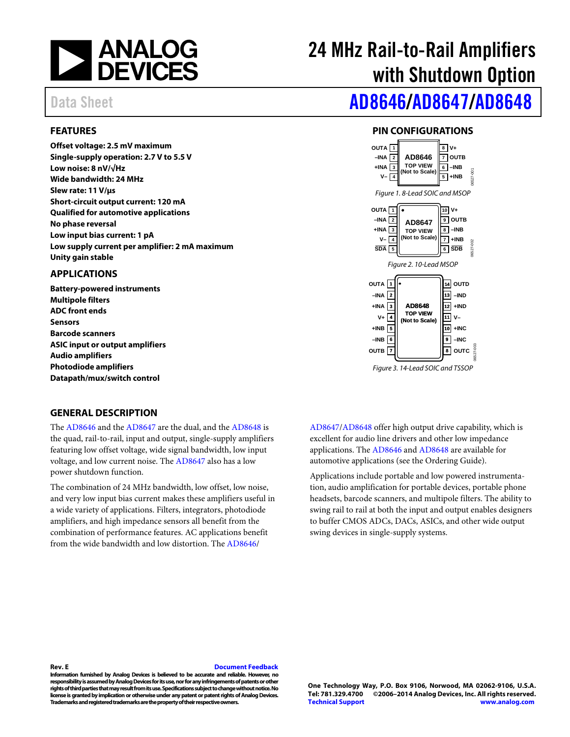# 24 MHz Rail-to-Rail Amplifiers with Shutdown Option

Data Sheet

# AD8646/AD8647/AD8648

## FEATURES

**Offset voltage: 2.5 mV maximum**
**Single-supply operation: 2.7 V to 5.5 V**
**Low noise: 8 nV/√Hz**
**Wide bandwidth: 24 MHz**
**Slew rate: 11 V/μs**
**Short-circuit output current: 120 mA**
**Qualified for automotive applications**
**No phase reversal**
**Low input bias current: 1 pA**
**Low supply current per amplifier: 2 mA maximum**
**Unity gain stable**

## APPLICATIONS

**Battery-powered instruments**
**Multipole filters**
**ADC front ends**
**Sensors**
**Barcode scanners**
**ASIC input or output amplifiers**
**Audio amplifiers**
**Photodiode amplifiers**
**Datapath/mux/switch control**

## PIN CONFIGURATIONS

| Pin | Name | Pin | Name |
|---|---|---|---|
| 1 | OUTA | 8 | V+ |
| 2 | –INA | 7 | OUTB |
| 3 | +INA | 6 | –INB |
| 4 | V– | 5 | +INB |

*Figure 1. 8-Lead SOIC and MSOP*

| Pin | Name | Pin | Name |
|---|---|---|---|
| 1 | OUTA | 10 | V+ |
| 2 | –INA | 9 | OUTB |
| 3 | +INA | 8 | –INB |
| 4 | V– | 7 | +INB |
| 5 | SDA | 6 | SDB |

*Figure 2. 10-Lead MSOP*

| Pin | Name | Pin | Name |
|---|---|---|---|
| 1 | OUTA | 14 | OUTD |
| 2 | –INA | 13 | –IND |
| 3 | +INA | 12 | +IND |
| 4 | V+ | 11 | V– |
| 5 | +INB | 10 | +INC |
| 6 | –INB | 9 | –INC |
| 7 | OUTB | 8 | OUTC |

*Figure 3. 14-Lead SOIC and TSSOP*

## GENERAL DESCRIPTION

The AD8646 and the AD8647 are the dual, and the AD8648 is the quad, rail-to-rail, input and output, single-supply amplifiers featuring low offset voltage, wide signal bandwidth, low input voltage, and low current noise. The AD8647 also has a low power shutdown function.

The combination of 24 MHz bandwidth, low offset, low noise, and very low input bias current makes these amplifiers useful in a wide variety of applications. Filters, integrators, photodiode amplifiers, and high impedance sensors all benefit from the combination of performance features. AC applications benefit from the wide bandwidth and low distortion. The AD8646/AD8647/AD8648 offer high output drive capability, which is excellent for audio line drivers and other low impedance applications. The AD8646 and AD8648 are available for automotive applications (see the Ordering Guide).

Applications include portable and low powered instrumentation, audio amplification for portable devices, portable phone headsets, barcode scanners, and multipole filters. The ability to swing rail to rail at both the input and output enables designers to buffer CMOS ADCs, DACs, ASICs, and other wide output swing devices in single-supply systems.

Rev. E

Document Feedback

Information furnished by Analog Devices is believed to be accurate and reliable. However, no responsibility is assumed by Analog Devices for its use, nor for any infringements of patents or other rights of third parties that may result from its use. Specifications subject to change without notice. No license is granted by implication or otherwise under any patent or patent rights of Analog Devices. Trademarks and registered trademarks are the property of their respective owners.

One Technology Way, P.O. Box 9106, Norwood, MA 02062-9106, U.S.A.
Tel: 781.329.4700 ©2006–2014 Analog Devices, Inc. All rights reserved.
Technical Support www.analog.com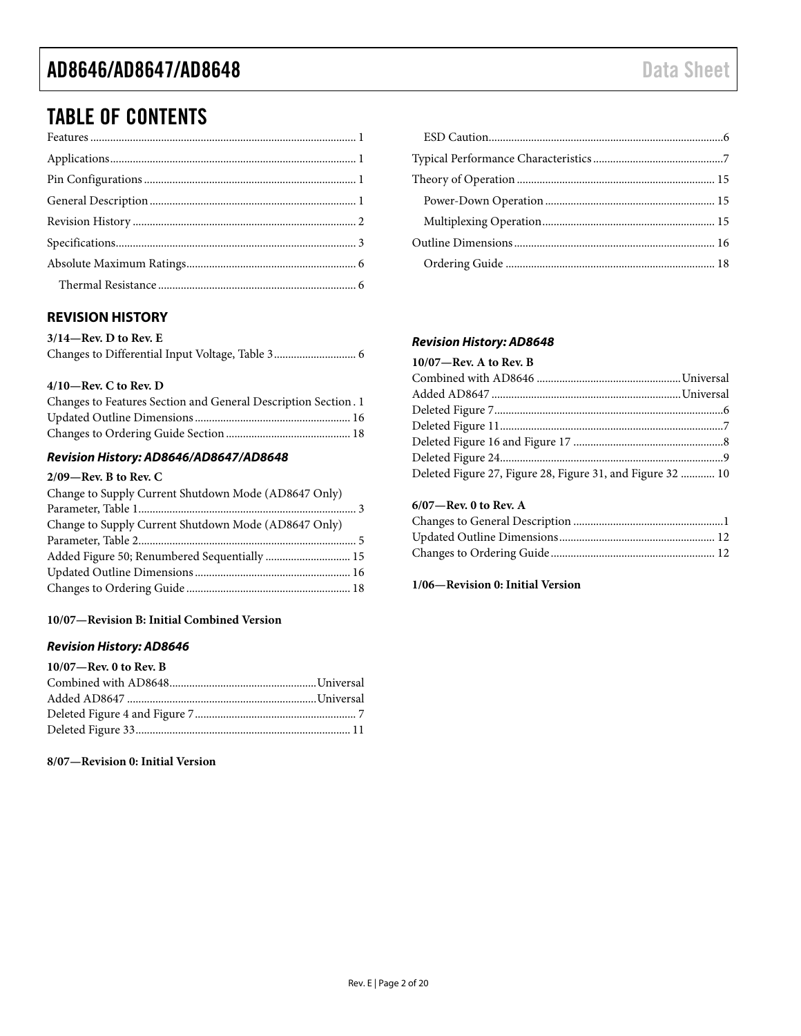# TABLE OF CONTENTS

Features ... 1
Applications ... 1
Pin Configurations ... 1
General Description ... 1
Revision History ... 2
Specifications ... 3
Absolute Maximum Ratings ... 6
  Thermal Resistance ... 6
  ESD Caution ... 6
Typical Performance Characteristics ... 7
Theory of Operation ... 15
  Power-Down Operation ... 15
  Multiplexing Operation ... 15
Outline Dimensions ... 16
  Ordering Guide ... 18

## REVISION HISTORY

**3/14—Rev. D to Rev. E**

Changes to Differential Input Voltage, Table 3 ... 6

**4/10—Rev. C to Rev. D**

Changes to Features Section and General Description Section . 1
Updated Outline Dimensions ... 16
Changes to Ordering Guide Section ... 18

### *Revision History: AD8646/AD8647/AD8648*

**2/09—Rev. B to Rev. C**

Change to Supply Current Shutdown Mode (AD8647 Only) Parameter, Table 1 ... 3
Change to Supply Current Shutdown Mode (AD8647 Only) Parameter, Table 2 ... 5
Added Figure 50; Renumbered Sequentially ... 15
Updated Outline Dimensions ... 16
Changes to Ordering Guide ... 18

**10/07—Revision B: Initial Combined Version**

### *Revision History: AD8646*

**10/07—Rev. 0 to Rev. B**

Combined with AD8648 ... Universal
Added AD8647 ... Universal
Deleted Figure 4 and Figure 7 ... 7
Deleted Figure 33 ... 11

**8/07—Revision 0: Initial Version**

### *Revision History: AD8648*

**10/07—Rev. A to Rev. B**

Combined with AD8646 ... Universal
Added AD8647 ... Universal
Deleted Figure 7 ... 6
Deleted Figure 11 ... 7
Deleted Figure 16 and Figure 17 ... 8
Deleted Figure 24 ... 9
Deleted Figure 27, Figure 28, Figure 31, and Figure 32 ... 10

**6/07—Rev. 0 to Rev. A**

Changes to General Description ... 1
Updated Outline Dimensions ... 12
Changes to Ordering Guide ... 12

**1/06—Revision 0: Initial Version**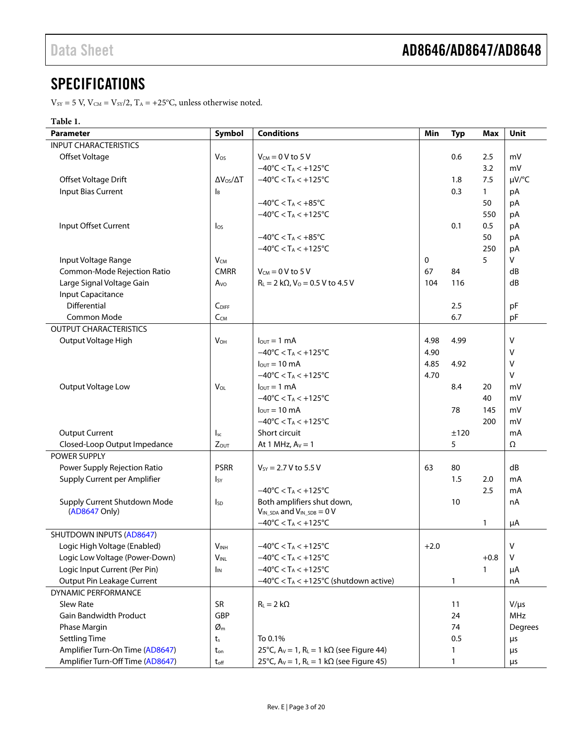## SPECIFICATIONS

$V_{SY}$ = 5 V, $V_{CM}$ = $V_{SY}$/2, $T_A$ = +25°C, unless otherwise noted.

**Table 1.**

| Parameter | Symbol | Conditions | Min | Typ | Max | Unit |
|---|---|---|---|---|---|---|
| INPUT CHARACTERISTICS | | | | | | |
| Offset Voltage | $V_{OS}$ | $V_{CM}$ = 0 V to 5 V | | 0.6 | 2.5 | mV |
| | | −40°C < $T_A$ < +125°C | | | 3.2 | mV |
| Offset Voltage Drift | $\Delta V_{OS}/\Delta T$ | −40°C < $T_A$ < +125°C | | 1.8 | 7.5 | µV/°C |
| Input Bias Current | $I_B$ | | | 0.3 | 1 | pA |
| | | −40°C < $T_A$ < +85°C | | | 50 | pA |
| | | −40°C < $T_A$ < +125°C | | | 550 | pA |
| Input Offset Current | $I_{OS}$ | | | 0.1 | 0.5 | pA |
| | | −40°C < $T_A$ < +85°C | | | 50 | pA |
| | | −40°C < $T_A$ < +125°C | | | 250 | pA |
| Input Voltage Range | $V_{CM}$ | | 0 | | 5 | V |
| Common-Mode Rejection Ratio | CMRR | $V_{CM}$ = 0 V to 5 V | 67 | 84 | | dB |
| Large Signal Voltage Gain | $A_{VO}$ | $R_L$ = 2 kΩ, $V_O$ = 0.5 V to 4.5 V | 104 | 116 | | dB |
| Input Capacitance | | | | | | |
| Differential | $C_{DIFF}$ | | | 2.5 | | pF |
| Common Mode | $C_{CM}$ | | | 6.7 | | pF |
| OUTPUT CHARACTERISTICS | | | | | | |
| Output Voltage High | $V_{OH}$ | $I_{OUT}$ = 1 mA | 4.98 | 4.99 | | V |
| | | −40°C < $T_A$ < +125°C | 4.90 | | | V |
| | | $I_{OUT}$ = 10 mA | 4.85 | 4.92 | | V |
| | | −40°C < $T_A$ < +125°C | 4.70 | | | V |
| Output Voltage Low | $V_{OL}$ | $I_{OUT}$ = 1 mA | | 8.4 | 20 | mV |
| | | −40°C < $T_A$ < +125°C | | | 40 | mV |
| | | $I_{OUT}$ = 10 mA | | 78 | 145 | mV |
| | | −40°C < $T_A$ < +125°C | | | 200 | mV |
| Output Current | $I_{sc}$ | Short circuit | | ±120 | | mA |
| Closed-Loop Output Impedance | $Z_{OUT}$ | At 1 MHz, $A_V$ = 1 | | 5 | | Ω |
| POWER SUPPLY | | | | | | |
| Power Supply Rejection Ratio | PSRR | $V_{SY}$ = 2.7 V to 5.5 V | 63 | 80 | | dB |
| Supply Current per Amplifier | $I_{SY}$ | | | 1.5 | 2.0 | mA |
| | | −40°C < $T_A$ < +125°C | | | 2.5 | mA |
| Supply Current Shutdown Mode (AD8647 Only) | $I_{SD}$ | Both amplifiers shut down, $V_{IN\_SDA}$ and $V_{IN\_SDB}$ = 0 V | | 10 | | nA |
| | | −40°C < $T_A$ < +125°C | | | 1 | µA |
| SHUTDOWN INPUTS (AD8647) | | | | | | |
| Logic High Voltage (Enabled) | $V_{INH}$ | −40°C < $T_A$ < +125°C | +2.0 | | | V |
| Logic Low Voltage (Power-Down) | $V_{INL}$ | −40°C < $T_A$ < +125°C | | | +0.8 | V |
| Logic Input Current (Per Pin) | $I_{IN}$ | −40°C < $T_A$ < +125°C | | | 1 | µA |
| Output Pin Leakage Current | | −40°C < $T_A$ < +125°C (shutdown active) | | 1 | | nA |
| DYNAMIC PERFORMANCE | | | | | | |
| Slew Rate | SR | $R_L$ = 2 kΩ | | 11 | | V/µs |
| Gain Bandwidth Product | GBP | | | 24 | | MHz |
| Phase Margin | $Ø_m$ | | | 74 | | Degrees |
| Settling Time | $t_s$ | To 0.1% | | 0.5 | | µs |
| Amplifier Turn-On Time (AD8647) | $t_{on}$ | 25°C, $A_V$ = 1, $R_L$ = 1 kΩ (see Figure 44) | | 1 | | µs |
| Amplifier Turn-Off Time (AD8647) | $t_{off}$ | 25°C, $A_V$ = 1, $R_L$ = 1 kΩ (see Figure 45) | | 1 | | µs |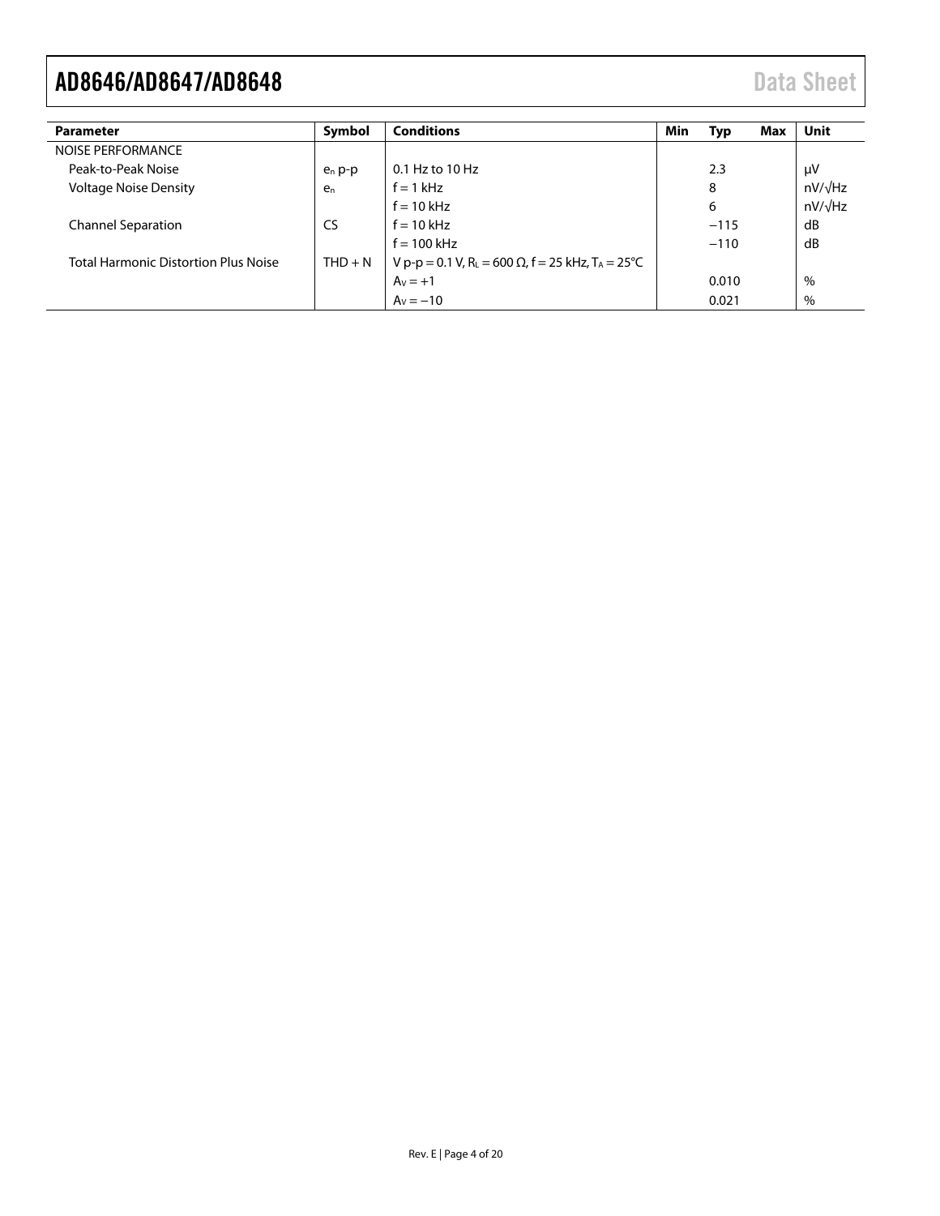| Parameter | Symbol | Conditions | Min | Typ | Max | Unit |
|---|---|---|---|---|---|---|
| NOISE PERFORMANCE | | | | | | |
| Peak-to-Peak Noise | $e_n$ p-p | 0.1 Hz to 10 Hz | | 2.3 | | μV |
| Voltage Noise Density | $e_n$ | f = 1 kHz | | 8 | | nV/√Hz |
| | | f = 10 kHz | | 6 | | nV/√Hz |
| Channel Separation | CS | f = 10 kHz | | −115 | | dB |
| | | f = 100 kHz | | −110 | | dB |
| Total Harmonic Distortion Plus Noise | THD + N | V p-p = 0.1 V, $R_L$ = 600 Ω, f = 25 kHz, $T_A$ = 25°C | | | | |
| | | $A_V$ = +1 | | 0.010 | | % |
| | | $A_V$ = −10 | | 0.021 | | % |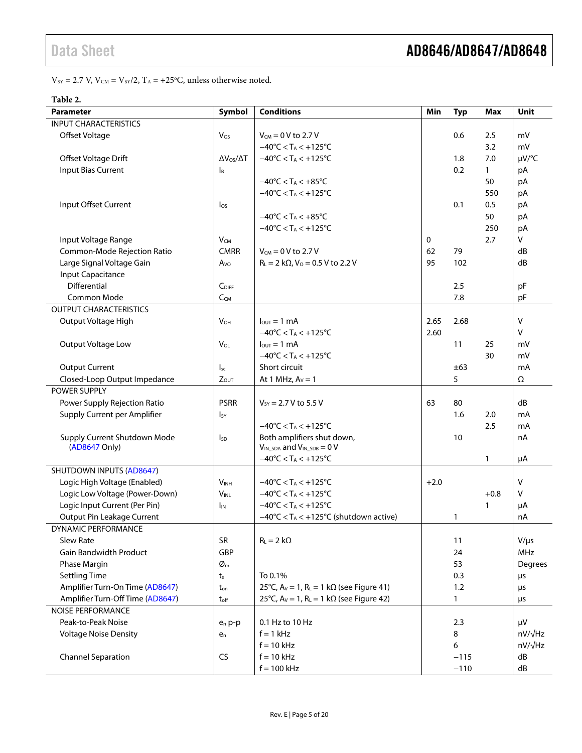$V_{SY}$ = 2.7 V, $V_{CM}$ = $V_{SY}$/2, $T_A$ = +25°C, unless otherwise noted.

**Table 2.**

| Parameter | Symbol | Conditions | Min | Typ | Max | Unit |
|---|---|---|---|---|---|---|
| INPUT CHARACTERISTICS | | | | | | |
| Offset Voltage | $V_{OS}$ | $V_{CM}$ = 0 V to 2.7 V | | 0.6 | 2.5 | mV |
| | | −40°C < $T_A$ < +125°C | | | 3.2 | mV |
| Offset Voltage Drift | $\Delta V_{OS}/\Delta T$ | −40°C < $T_A$ < +125°C | | 1.8 | 7.0 | µV/°C |
| Input Bias Current | $I_B$ | | | 0.2 | 1 | pA |
| | | −40°C < $T_A$ < +85°C | | | 50 | pA |
| | | −40°C < $T_A$ < +125°C | | | 550 | pA |
| Input Offset Current | $I_{OS}$ | | | 0.1 | 0.5 | pA |
| | | −40°C < $T_A$ < +85°C | | | 50 | pA |
| | | −40°C < $T_A$ < +125°C | | | 250 | pA |
| Input Voltage Range | $V_{CM}$ | | 0 | | 2.7 | V |
| Common-Mode Rejection Ratio | CMRR | $V_{CM}$ = 0 V to 2.7 V | 62 | 79 | | dB |
| Large Signal Voltage Gain | $A_{VO}$ | $R_L$ = 2 kΩ, $V_O$ = 0.5 V to 2.2 V | 95 | 102 | | dB |
| Input Capacitance | | | | | | |
| Differential | $C_{DIFF}$ | | | 2.5 | | pF |
| Common Mode | $C_{CM}$ | | | 7.8 | | pF |
| OUTPUT CHARACTERISTICS | | | | | | |
| Output Voltage High | $V_{OH}$ | $I_{OUT}$ = 1 mA | 2.65 | 2.68 | | V |
| | | −40°C < $T_A$ < +125°C | 2.60 | | | V |
| Output Voltage Low | $V_{OL}$ | $I_{OUT}$ = 1 mA | | 11 | 25 | mV |
| | | −40°C < $T_A$ < +125°C | | | 30 | mV |
| Output Current | $I_{sc}$ | Short circuit | | ±63 | | mA |
| Closed-Loop Output Impedance | $Z_{OUT}$ | At 1 MHz, $A_V$ = 1 | | 5 | | Ω |
| POWER SUPPLY | | | | | | |
| Power Supply Rejection Ratio | PSRR | $V_{SY}$ = 2.7 V to 5.5 V | 63 | 80 | | dB |
| Supply Current per Amplifier | $I_{SY}$ | | | 1.6 | 2.0 | mA |
| | | −40°C < $T_A$ < +125°C | | | 2.5 | mA |
| Supply Current Shutdown Mode (AD8647 Only) | $I_{SD}$ | Both amplifiers shut down, $V_{IN\_SDA}$ and $V_{IN\_SDB}$ = 0 V | | 10 | | nA |
| | | −40°C < $T_A$ < +125°C | | | 1 | µA |
| SHUTDOWN INPUTS (AD8647) | | | | | | |
| Logic High Voltage (Enabled) | $V_{INH}$ | −40°C < $T_A$ < +125°C | +2.0 | | | V |
| Logic Low Voltage (Power-Down) | $V_{INL}$ | −40°C < $T_A$ < +125°C | | | +0.8 | V |
| Logic Input Current (Per Pin) | $I_{IN}$ | −40°C < $T_A$ < +125°C | | | 1 | µA |
| Output Pin Leakage Current | | −40°C < $T_A$ < +125°C (shutdown active) | | 1 | | nA |
| DYNAMIC PERFORMANCE | | | | | | |
| Slew Rate | SR | $R_L$ = 2 kΩ | | 11 | | V/µs |
| Gain Bandwidth Product | GBP | | | 24 | | MHz |
| Phase Margin | $Ø_m$ | | | 53 | | Degrees |
| Settling Time | $t_s$ | To 0.1% | | 0.3 | | µs |
| Amplifier Turn-On Time (AD8647) | $t_{on}$ | 25°C, $A_V$ = 1, $R_L$ = 1 kΩ (see Figure 41) | | 1.2 | | µs |
| Amplifier Turn-Off Time (AD8647) | $t_{off}$ | 25°C, $A_V$ = 1, $R_L$ = 1 kΩ (see Figure 42) | | 1 | | µs |
| NOISE PERFORMANCE | | | | | | |
| Peak-to-Peak Noise | $e_n$ p-p | 0.1 Hz to 10 Hz | | 2.3 | | µV |
| Voltage Noise Density | $e_n$ | f = 1 kHz | | 8 | | nV/√Hz |
| | | f = 10 kHz | | 6 | | nV/√Hz |
| Channel Separation | CS | f = 10 kHz | | −115 | | dB |
| | | f = 100 kHz | | −110 | | dB |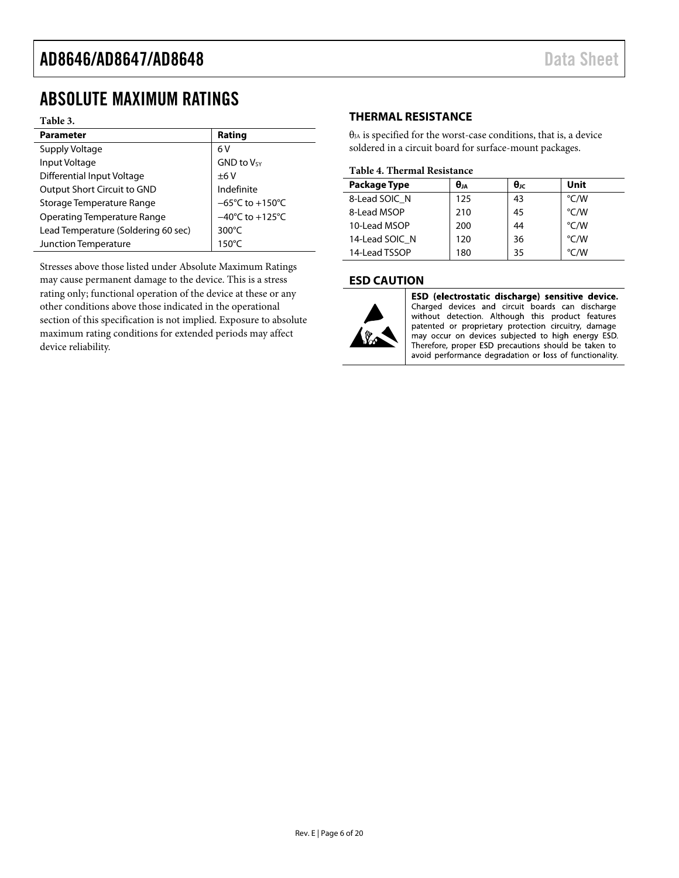## ABSOLUTE MAXIMUM RATINGS

**Table 3.**

| Parameter | Rating |
|---|---|
| Supply Voltage | 6 V |
| Input Voltage | GND to $V_{SY}$ |
| Differential Input Voltage | ±6 V |
| Output Short Circuit to GND | Indefinite |
| Storage Temperature Range | −65°C to +150°C |
| Operating Temperature Range | −40°C to +125°C |
| Lead Temperature (Soldering 60 sec) | 300°C |
| Junction Temperature | 150°C |

Stresses above those listed under Absolute Maximum Ratings may cause permanent damage to the device. This is a stress rating only; functional operation of the device at these or any other conditions above those indicated in the operational section of this specification is not implied. Exposure to absolute maximum rating conditions for extended periods may affect device reliability.

### THERMAL RESISTANCE

$\theta_{JA}$ is specified for the worst-case conditions, that is, a device soldered in a circuit board for surface-mount packages.

**Table 4. Thermal Resistance**

| Package Type | $\theta_{JA}$ | $\theta_{JC}$ | Unit |
|---|---|---|---|
| 8-Lead SOIC_N | 125 | 43 | °C/W |
| 8-Lead MSOP | 210 | 45 | °C/W |
| 10-Lead MSOP | 200 | 44 | °C/W |
| 14-Lead SOIC_N | 120 | 36 | °C/W |
| 14-Lead TSSOP | 180 | 35 | °C/W |

### ESD CAUTION

**ESD (electrostatic discharge) sensitive device.** Charged devices and circuit boards can discharge without detection. Although this product features patented or proprietary protection circuitry, damage may occur on devices subjected to high energy ESD. Therefore, proper ESD precautions should be taken to avoid performance degradation or loss of functionality.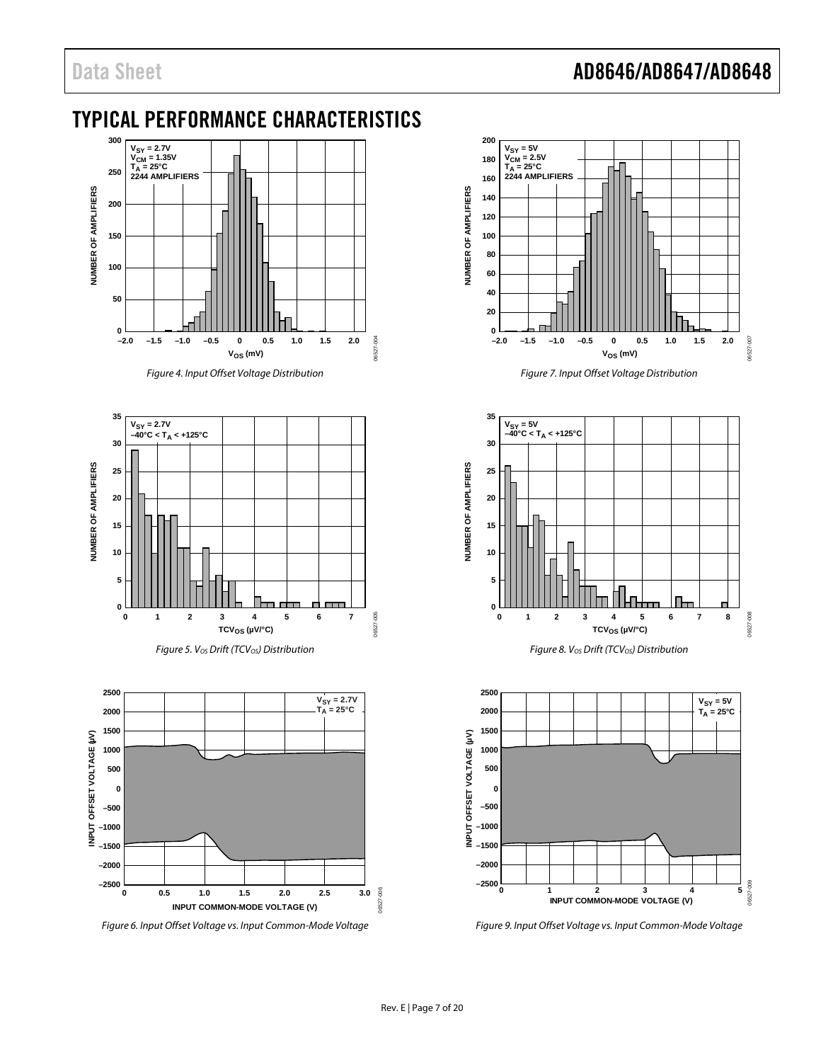# TYPICAL PERFORMANCE CHARACTERISTICS

*Figure 4. Input Offset Voltage Distribution*

*Figure 5. $V_{OS}$ Drift ($TCV_{OS}$) Distribution*

*Figure 6. Input Offset Voltage vs. Input Common-Mode Voltage*

*Figure 7. Input Offset Voltage Distribution*

*Figure 8. $V_{OS}$ Drift ($TCV_{OS}$) Distribution*

*Figure 9. Input Offset Voltage vs. Input Common-Mode Voltage*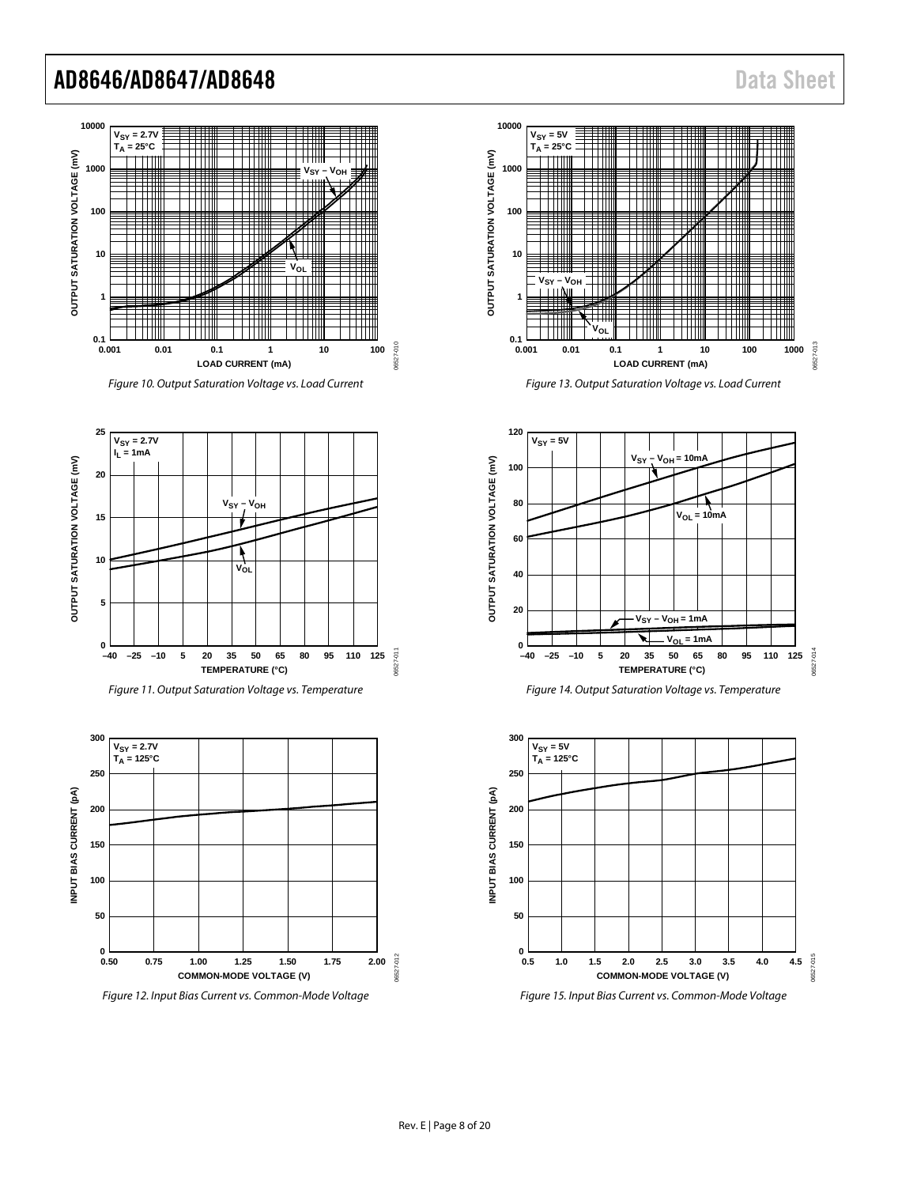Figure 10. Output Saturation Voltage vs. Load Current

Figure 11. Output Saturation Voltage vs. Temperature

Figure 12. Input Bias Current vs. Common-Mode Voltage

Figure 13. Output Saturation Voltage vs. Load Current

Figure 14. Output Saturation Voltage vs. Temperature

Figure 15. Input Bias Current vs. Common-Mode Voltage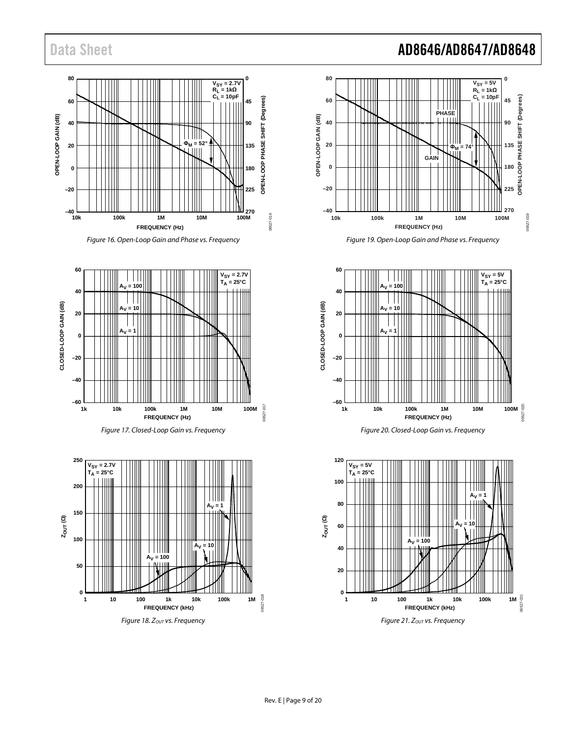Figure 16. Open-Loop Gain and Phase vs. Frequency

Figure 19. Open-Loop Gain and Phase vs. Frequency

Figure 17. Closed-Loop Gain vs. Frequency

Figure 20. Closed-Loop Gain vs. Frequency

Figure 18. $Z_{OUT}$ vs. Frequency

Figure 21. $Z_{OUT}$ vs. Frequency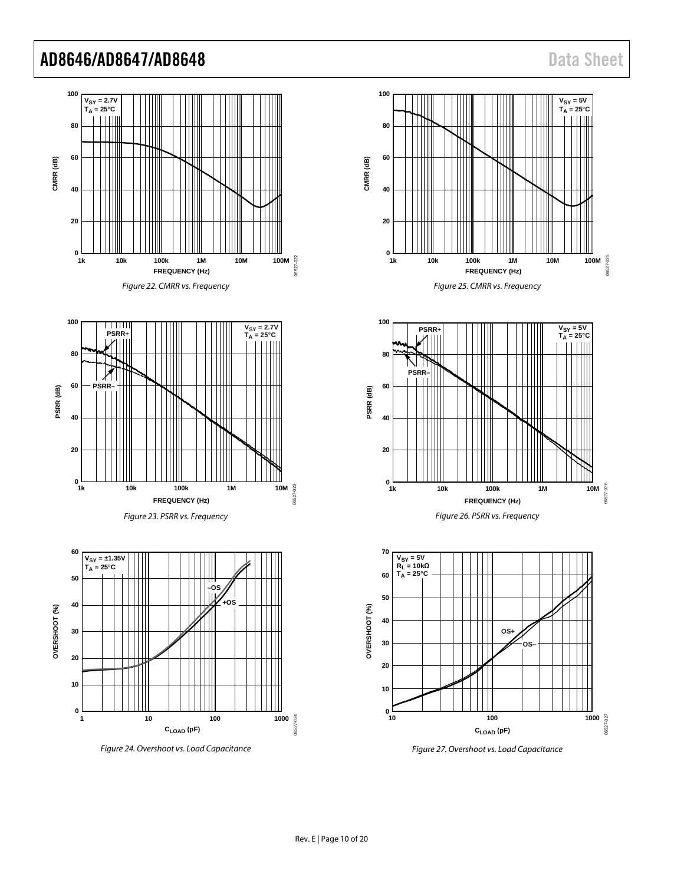Figure 22. CMRR vs. Frequency

Figure 25. CMRR vs. Frequency

Figure 23. PSRR vs. Frequency

Figure 26. PSRR vs. Frequency

Figure 24. Overshoot vs. Load Capacitance

Figure 27. Overshoot vs. Load Capacitance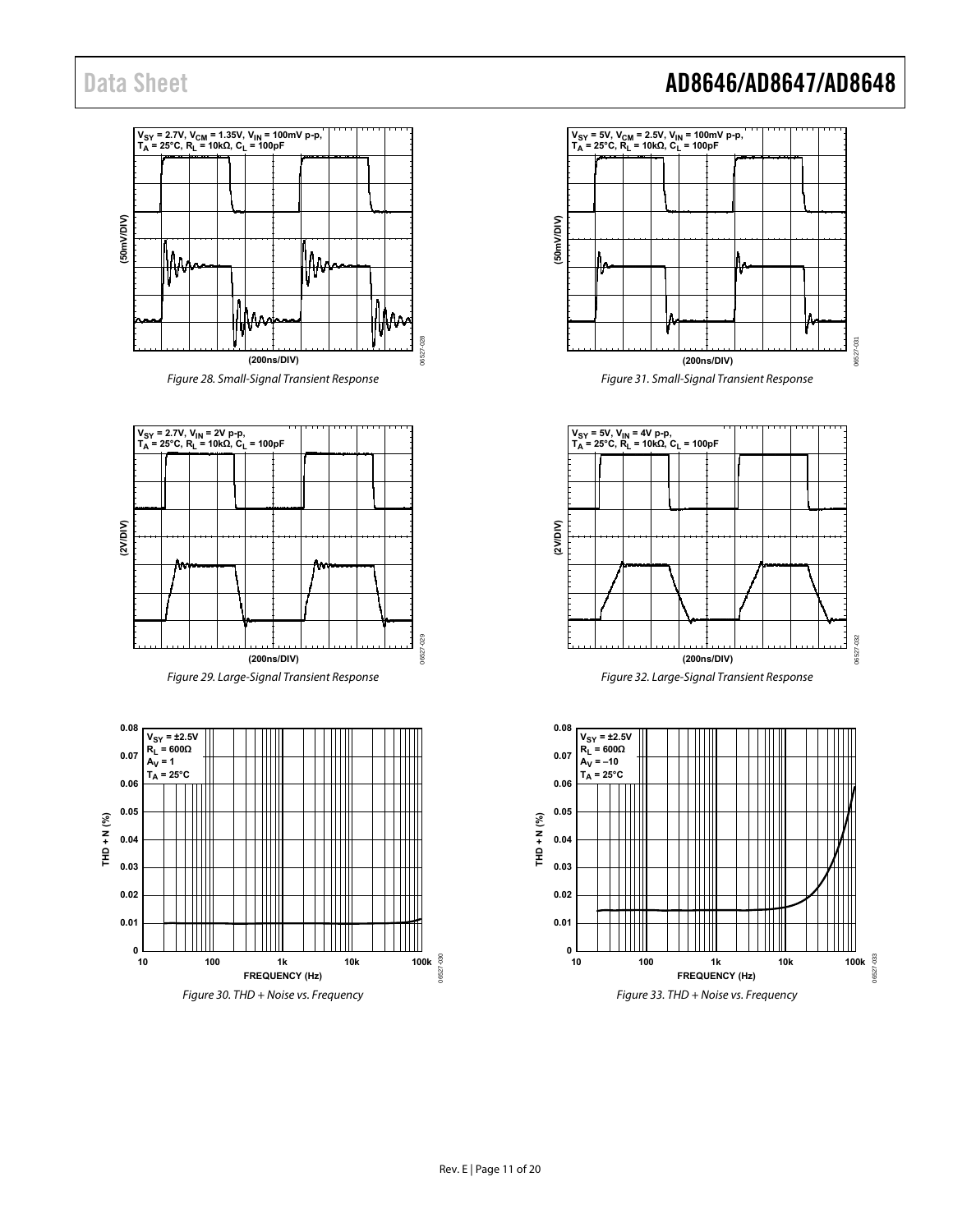$V_{SY}$ = 2.7V, $V_{CM}$ = 1.35V, $V_{IN}$ = 100mV p-p, $T_A$ = 25°C, $R_L$ = 10kΩ, $C_L$ = 100pF

(50mV/DIV)

(200ns/DIV)

*Figure 28. Small-Signal Transient Response*

$V_{SY}$ = 2.7V, $V_{IN}$ = 2V p-p, $T_A$ = 25°C, $R_L$ = 10kΩ, $C_L$ = 100pF

(2V/DIV)

(200ns/DIV)

*Figure 29. Large-Signal Transient Response*

$V_{SY}$ = ±2.5V
$R_L$ = 600Ω
$A_V$ = 1
$T_A$ = 25°C

THD + N (%)

FREQUENCY (Hz)

*Figure 30. THD + Noise vs. Frequency*

$V_{SY}$ = 5V, $V_{CM}$ = 2.5V, $V_{IN}$ = 100mV p-p, $T_A$ = 25°C, $R_L$ = 10kΩ, $C_L$ = 100pF

(50mV/DIV)

(200ns/DIV)

*Figure 31. Small-Signal Transient Response*

$V_{SY}$ = 5V, $V_{IN}$ = 4V p-p, $T_A$ = 25°C, $R_L$ = 10kΩ, $C_L$ = 100pF

(2V/DIV)

(200ns/DIV)

*Figure 32. Large-Signal Transient Response*

$V_{SY}$ = ±2.5V
$R_L$ = 600Ω
$A_V$ = –10
$T_A$ = 25°C

THD + N (%)

FREQUENCY (Hz)

*Figure 33. THD + Noise vs. Frequency*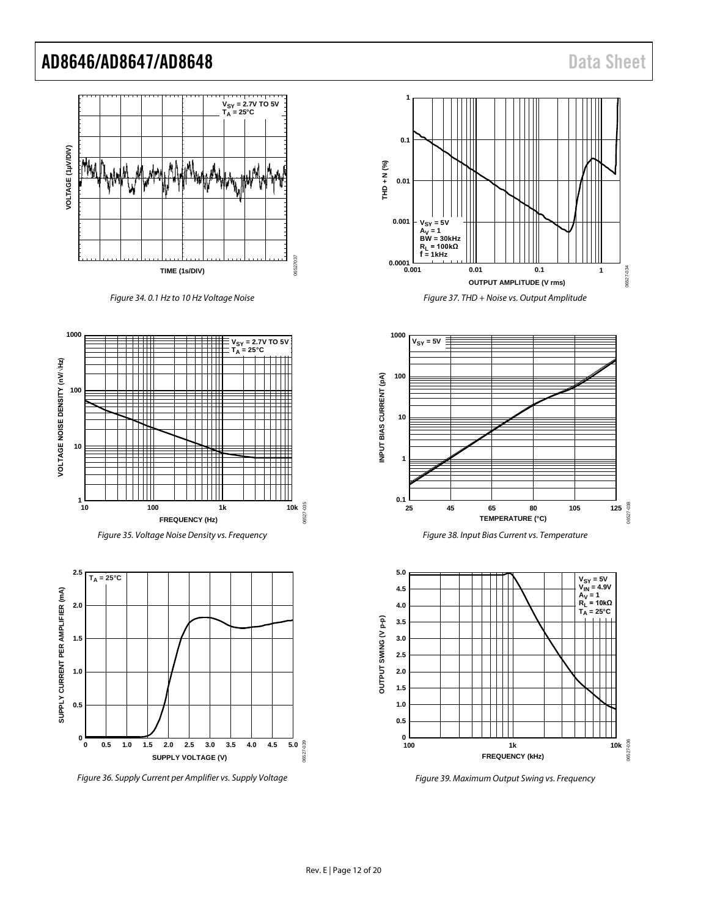Figure 34. 0.1 Hz to 10 Hz Voltage Noise

Figure 35. Voltage Noise Density vs. Frequency

Figure 36. Supply Current per Amplifier vs. Supply Voltage

Figure 37. THD + Noise vs. Output Amplitude

Figure 38. Input Bias Current vs. Temperature

Figure 39. Maximum Output Swing vs. Frequency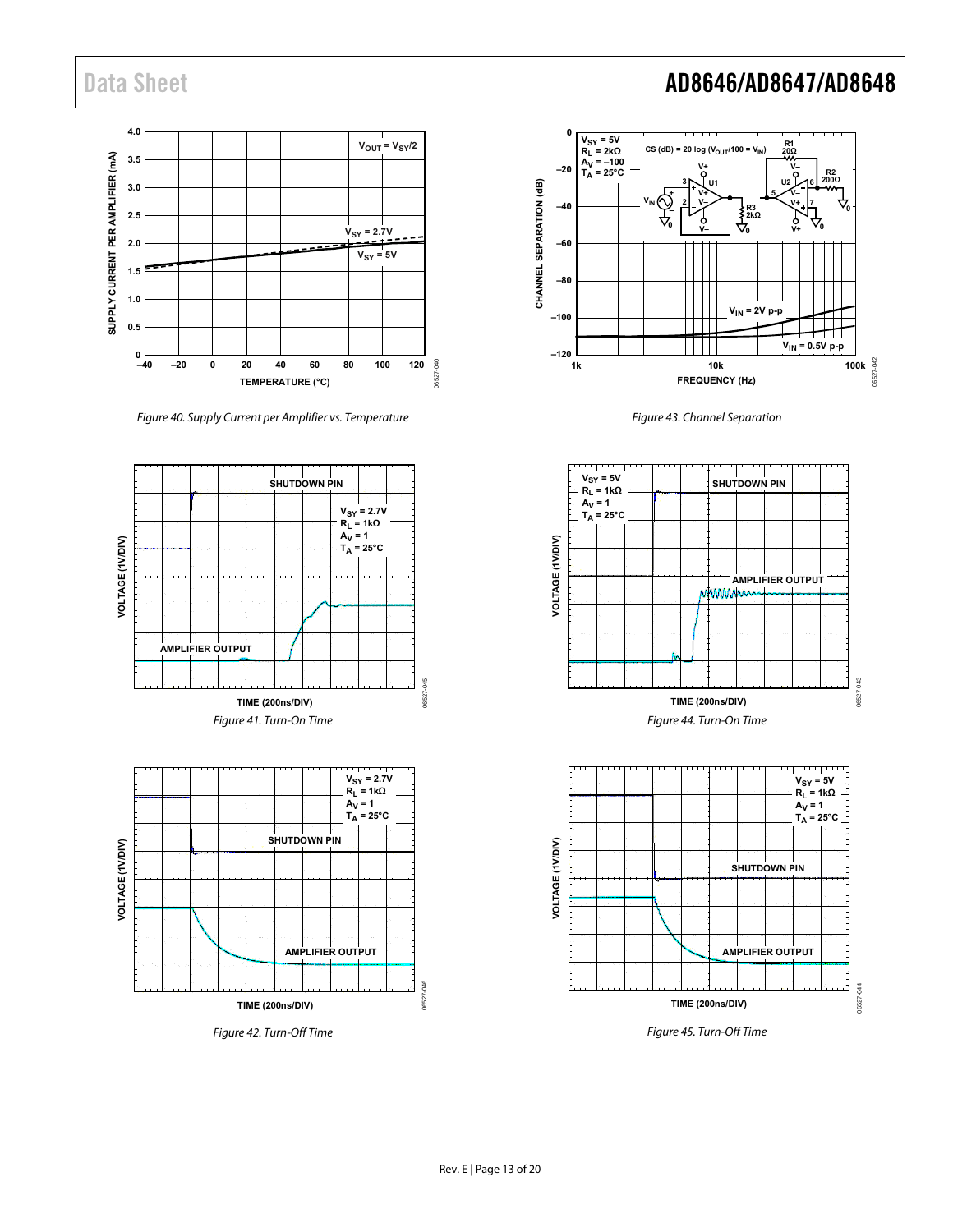Figure 40. Supply Current per Amplifier vs. Temperature

Figure 43. Channel Separation

Figure 41. Turn-On Time

Figure 44. Turn-On Time

Figure 42. Turn-Off Time

Figure 45. Turn-Off Time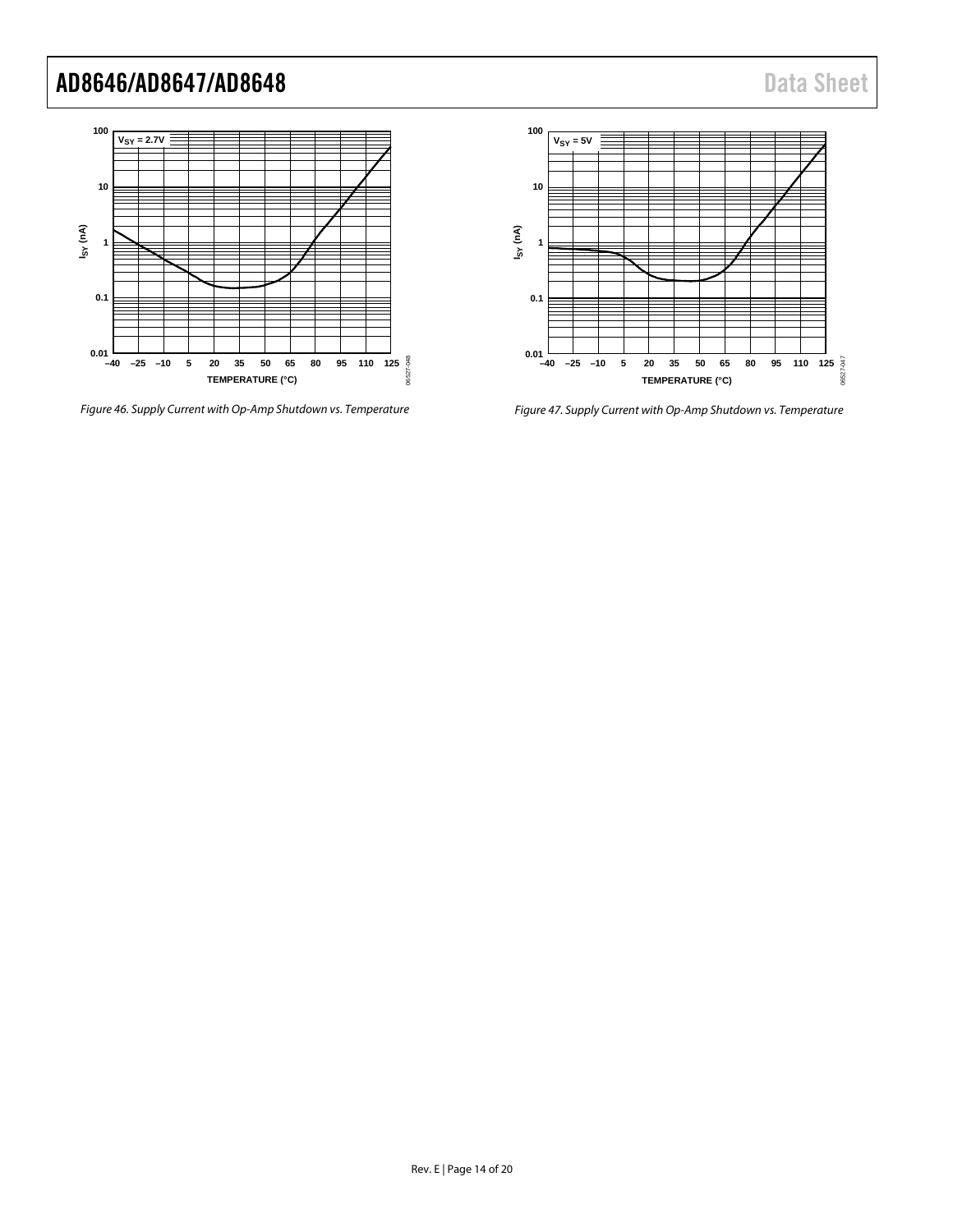Figure 46. Supply Current with Op-Amp Shutdown vs. Temperature

Figure 47. Supply Current with Op-Amp Shutdown vs. Temperature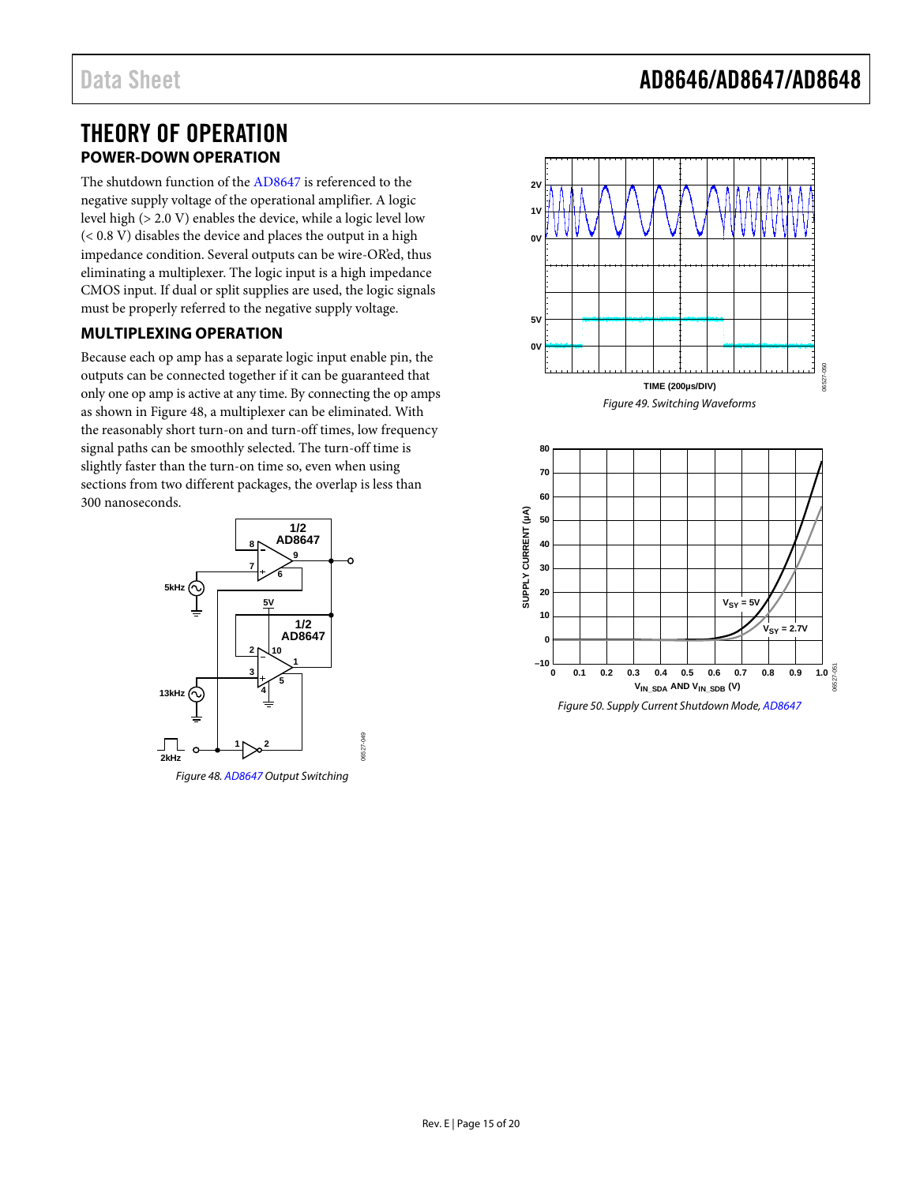# THEORY OF OPERATION

## POWER-DOWN OPERATION

The shutdown function of the AD8647 is referenced to the negative supply voltage of the operational amplifier. A logic level high (> 2.0 V) enables the device, while a logic level low (< 0.8 V) disables the device and places the output in a high impedance condition. Several outputs can be wire-OR'ed, thus eliminating a multiplexer. The logic input is a high impedance CMOS input. If dual or split supplies are used, the logic signals must be properly referred to the negative supply voltage.

## MULTIPLEXING OPERATION

Because each op amp has a separate logic input enable pin, the outputs can be connected together if it can be guaranteed that only one op amp is active at any time. By connecting the op amps as shown in Figure 48, a multiplexer can be eliminated. With the reasonably short turn-on and turn-off times, low frequency signal paths can be smoothly selected. The turn-off time is slightly faster than the turn-on time so, even when using sections from two different packages, the overlap is less than 300 nanoseconds.

Figure 48. AD8647 Output Switching

Figure 49. Switching Waveforms

Figure 50. Supply Current Shutdown Mode, AD8647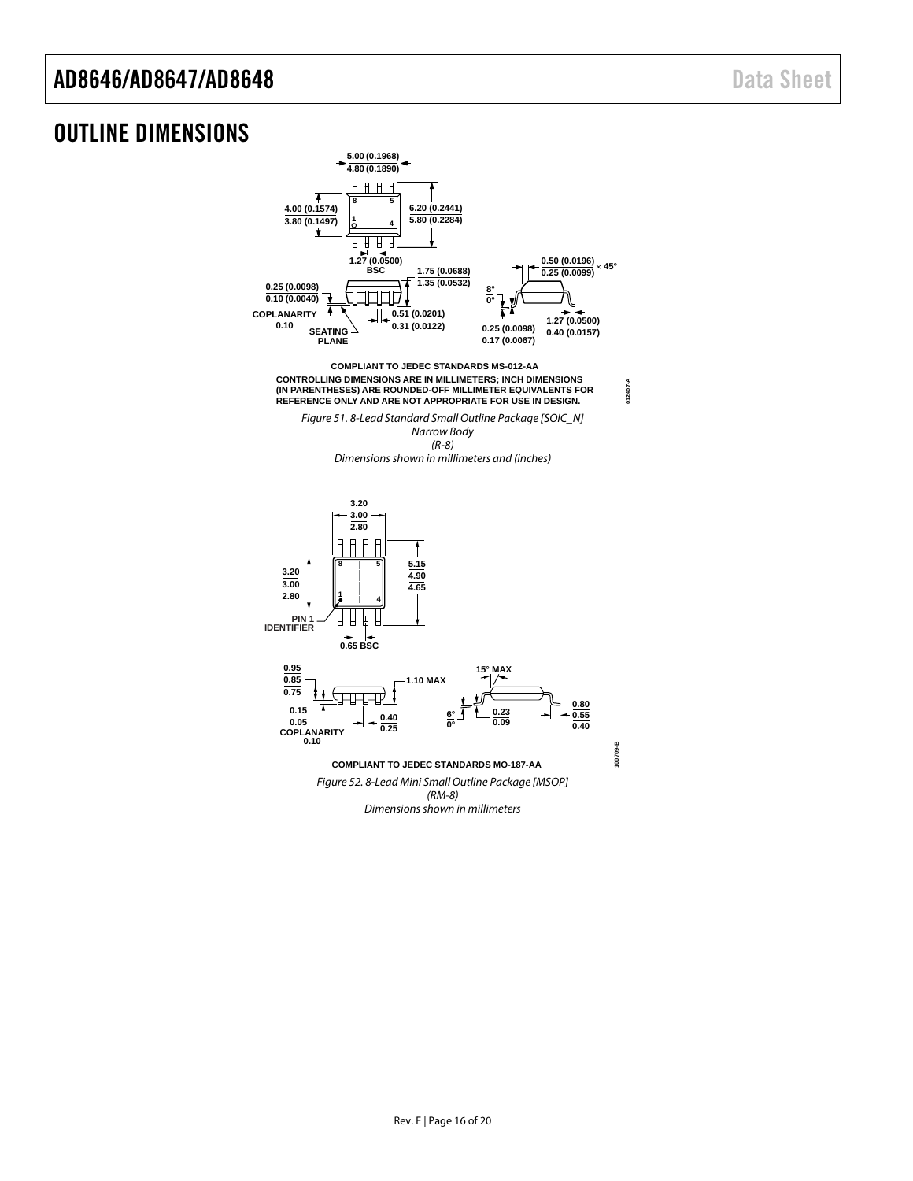# OUTLINE DIMENSIONS

COMPLIANT TO JEDEC STANDARDS MS-012-AA

CONTROLLING DIMENSIONS ARE IN MILLIMETERS; INCH DIMENSIONS (IN PARENTHESES) ARE ROUNDED-OFF MILLIMETER EQUIVALENTS FOR REFERENCE ONLY AND ARE NOT APPROPRIATE FOR USE IN DESIGN.

*Figure 51. 8-Lead Standard Small Outline Package [SOIC_N]*
*Narrow Body*
*(R-8)*
*Dimensions shown in millimeters and (inches)*

COMPLIANT TO JEDEC STANDARDS MO-187-AA

*Figure 52. 8-Lead Mini Small Outline Package [MSOP]*
*(RM-8)*
*Dimensions shown in millimeters*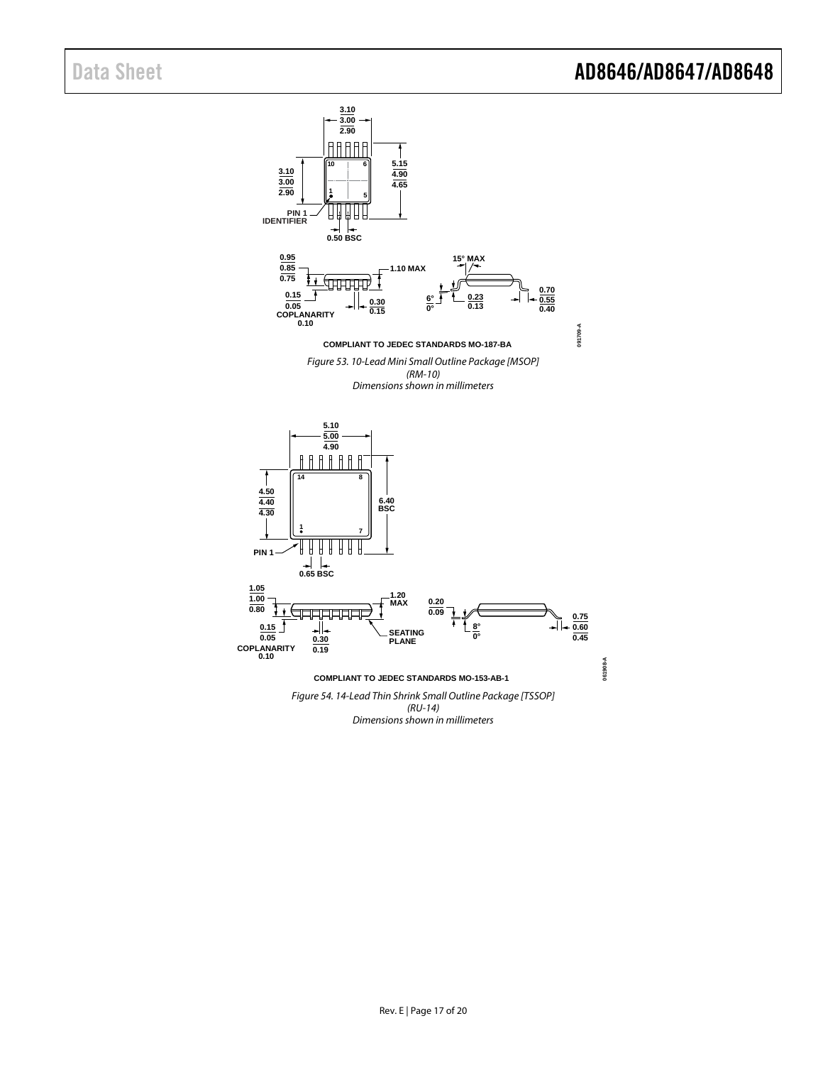3.10
3.00
2.90

5.15
4.90
4.65

3.10
3.00
2.90

PIN 1 IDENTIFIER

0.50 BSC

0.95
0.85
0.75

1.10 MAX

15° MAX

0.15
0.05
COPLANARITY
0.10

0.30
0.15

6°
0°

0.23
0.13

0.70
0.55
0.40

COMPLIANT TO JEDEC STANDARDS MO-187-BA

091709-A

*Figure 53. 10-Lead Mini Small Outline Package [MSOP] (RM-10) Dimensions shown in millimeters*

5.10
5.00
4.90

4.50
4.40
4.30

6.40 BSC

PIN 1

0.65 BSC

1.05
1.00
0.80

1.20 MAX

0.20
0.09

0.15
0.05
COPLANARITY
0.10

0.30
0.19

SEATING PLANE

8°
0°

0.75
0.60
0.45

COMPLIANT TO JEDEC STANDARDS MO-153-AB-1

061908-A

*Figure 54. 14-Lead Thin Shrink Small Outline Package [TSSOP] (RU-14) Dimensions shown in millimeters*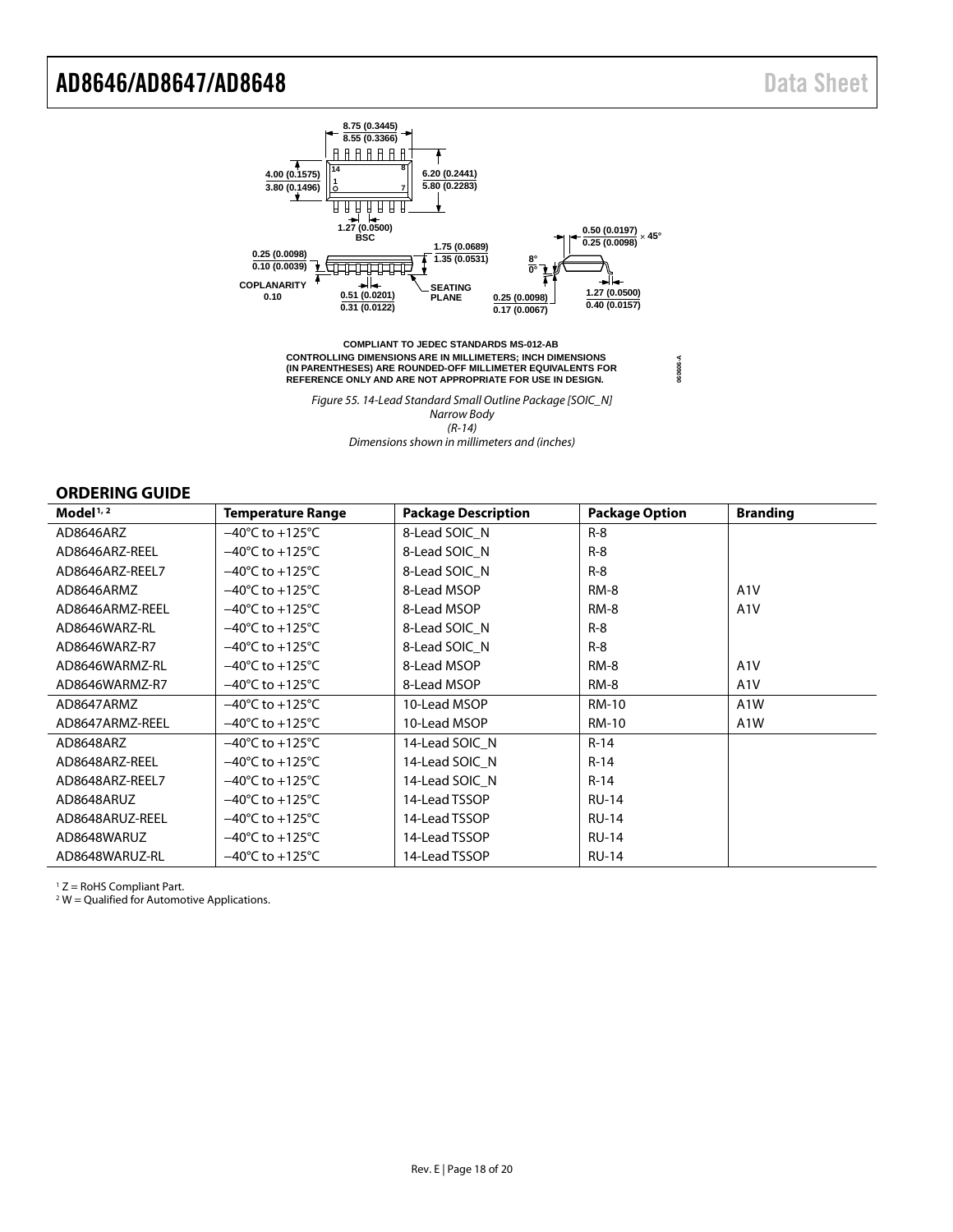COMPLIANT TO JEDEC STANDARDS MS-012-AB

CONTROLLING DIMENSIONS ARE IN MILLIMETERS; INCH DIMENSIONS (IN PARENTHESES) ARE ROUNDED-OFF MILLIMETER EQUIVALENTS FOR REFERENCE ONLY AND ARE NOT APPROPRIATE FOR USE IN DESIGN.

*Figure 55. 14-Lead Standard Small Outline Package [SOIC_N] Narrow Body (R-14) Dimensions shown in millimeters and (inches)*

## ORDERING GUIDE

| Model[1, 2] | Temperature Range | Package Description | Package Option | Branding |
|---|---|---|---|---|
| AD8646ARZ | −40°C to +125°C | 8-Lead SOIC_N | R-8 | |
| AD8646ARZ-REEL | −40°C to +125°C | 8-Lead SOIC_N | R-8 | |
| AD8646ARZ-REEL7 | −40°C to +125°C | 8-Lead SOIC_N | R-8 | |
| AD8646ARMZ | −40°C to +125°C | 8-Lead MSOP | RM-8 | A1V |
| AD8646ARMZ-REEL | −40°C to +125°C | 8-Lead MSOP | RM-8 | A1V |
| AD8646WARZ-RL | −40°C to +125°C | 8-Lead SOIC_N | R-8 | |
| AD8646WARZ-R7 | −40°C to +125°C | 8-Lead SOIC_N | R-8 | |
| AD8646WARMZ-RL | −40°C to +125°C | 8-Lead MSOP | RM-8 | A1V |
| AD8646WARMZ-R7 | −40°C to +125°C | 8-Lead MSOP | RM-8 | A1V |
| AD8647ARMZ | −40°C to +125°C | 10-Lead MSOP | RM-10 | A1W |
| AD8647ARMZ-REEL | −40°C to +125°C | 10-Lead MSOP | RM-10 | A1W |
| AD8648ARZ | −40°C to +125°C | 14-Lead SOIC_N | R-14 | |
| AD8648ARZ-REEL | −40°C to +125°C | 14-Lead SOIC_N | R-14 | |
| AD8648ARZ-REEL7 | −40°C to +125°C | 14-Lead SOIC_N | R-14 | |
| AD8648ARUZ | −40°C to +125°C | 14-Lead TSSOP | RU-14 | |
| AD8648ARUZ-REEL | −40°C to +125°C | 14-Lead TSSOP | RU-14 | |
| AD8648WARUZ | −40°C to +125°C | 14-Lead TSSOP | RU-14 | |
| AD8648WARUZ-RL | −40°C to +125°C | 14-Lead TSSOP | RU-14 | |

[1] Z = RoHS Compliant Part.
[2] W = Qualified for Automotive Applications.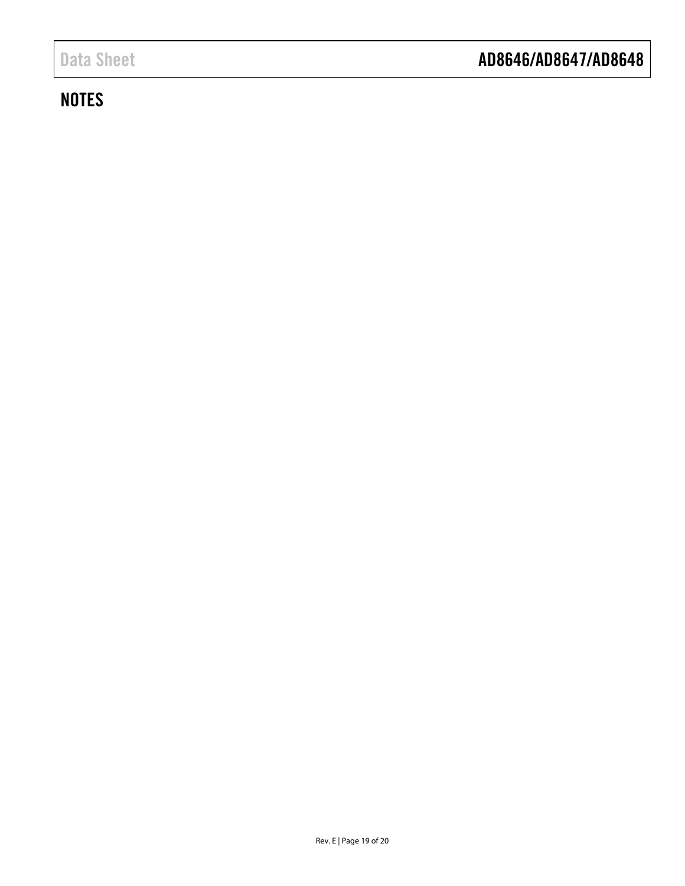## NOTES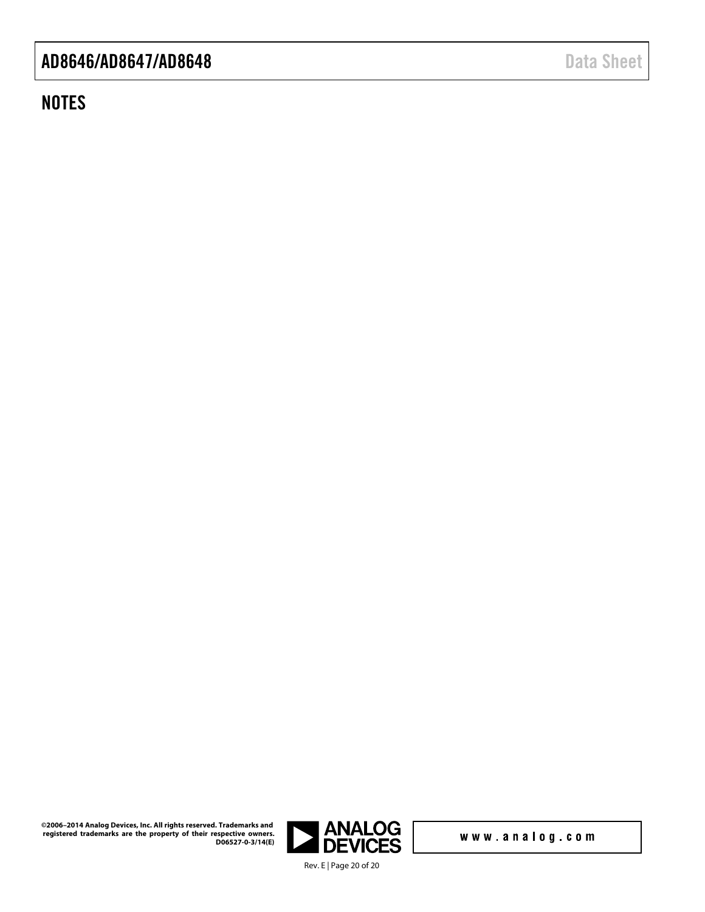## NOTES

©2006–2014 Analog Devices, Inc. All rights reserved. Trademarks and registered trademarks are the property of their respective owners.
D06527-0-3/14(E)

www.analog.com